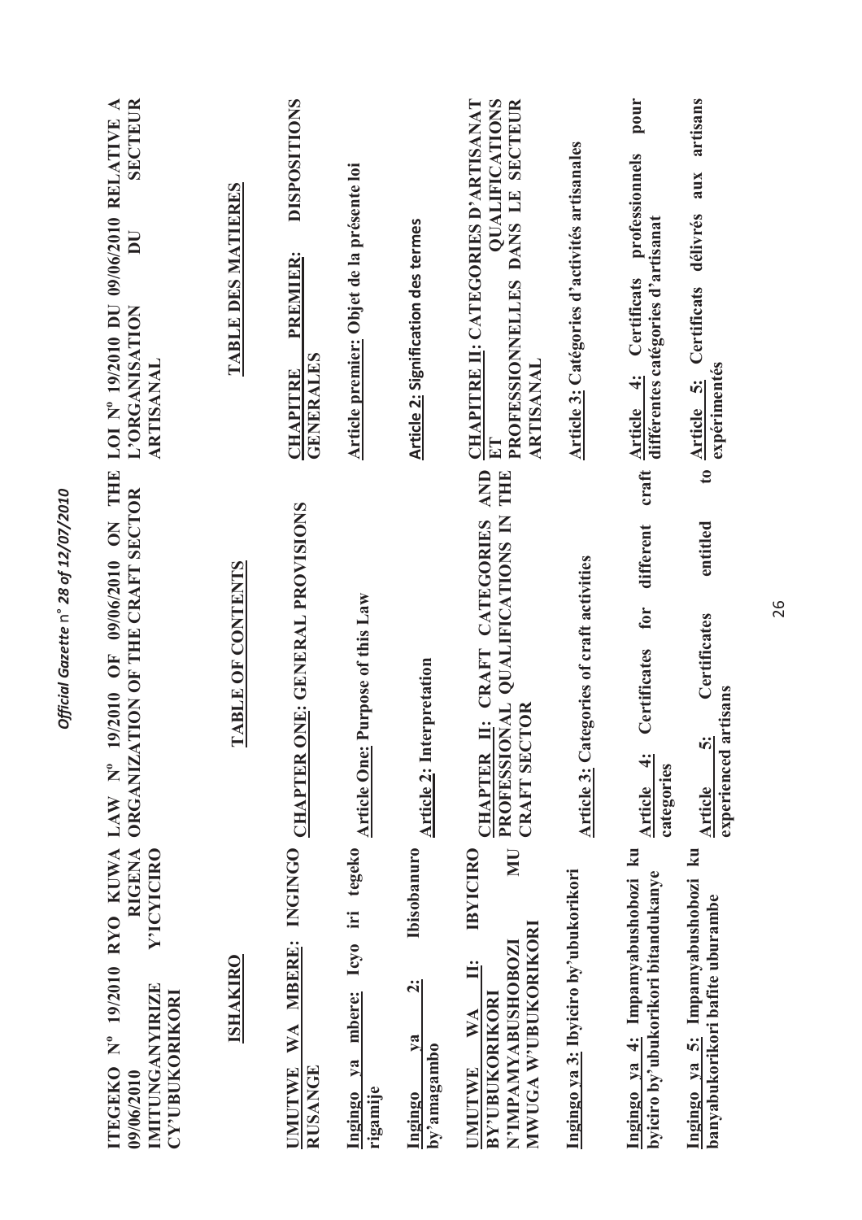**ITEGEKO Nº 19/2010 RYO KUWA 09/06/2010 RIGENA IMITUNGANYIRIZE Y'ICYICIRO CY'UBUKORIKORI**

**ISHAKIRO**

**UMUTWE WA MBERE: INGINGO RUSANGE**

**Ingingo ya mbere: Icyo iri tegeko rigamije**

**Ingingo ya 2: Ibisobanuro by'amagambo**

**UMUTWE WA II: IBYICIRO BY'UBUKORIKORI N'IMPAMYABUSHOBOZI MU MWUGA W'UBUKORIKORI**

**Ingingo ya 3: Ibyiciro by'ubukorikori**

**Ingingo ya 4: Impamyabushobozi ku byiciro by'ubukorikori bitandukanye**

**Ingingo ya 5: Impamyabushobozi ku banyabukorikori bafite uburambe**

---

**LAW Nº 19/2010 OF 09/06/2010 ON THE ORGANIZATION OF THE CRAFT SECTOR**

**TABLE OF CONTENTS**

**CHAPTER ONE: GENERAL PROVISIONS**

**Article One: Purpose of this Law**

**Article 2: Interpretation**

**CHAPTER II: CRAFT CATEGORIES AND PROFESSIONAL QUALIFICATIONS IN THE CRAFT SECTOR**

**Article 3: Categories of craft activities**

**Article 4: Certificates for different craft categories**

**Article 5: Certificates to entitled experienced artisans**

---

**LOI Nº 19/2010 DU 09/06/2010 RELATIVE A L'ORGANISATION DU SECTEUR ARTISANAL**

**TABLE DES MATIERES**

**CHAPITRE PREMIER: DISPOSITIONS GENERALES**

**Article premier: Objet de la présente loi**

**Article 2: Signification des termes**

**CHAPITRE II: CATEGORIES D'ARTISANAT ET QUALIFICATIONS PROFESSIONNELLES DANS LE SECTEUR ARTISANAL**

**Article 3: Catégories d'activités artisanales**

**Article 4: Certificats professionnels pour différentes catégories d'artisanat**

**Article 5: Certificats délivrés aux artisans expérimentés**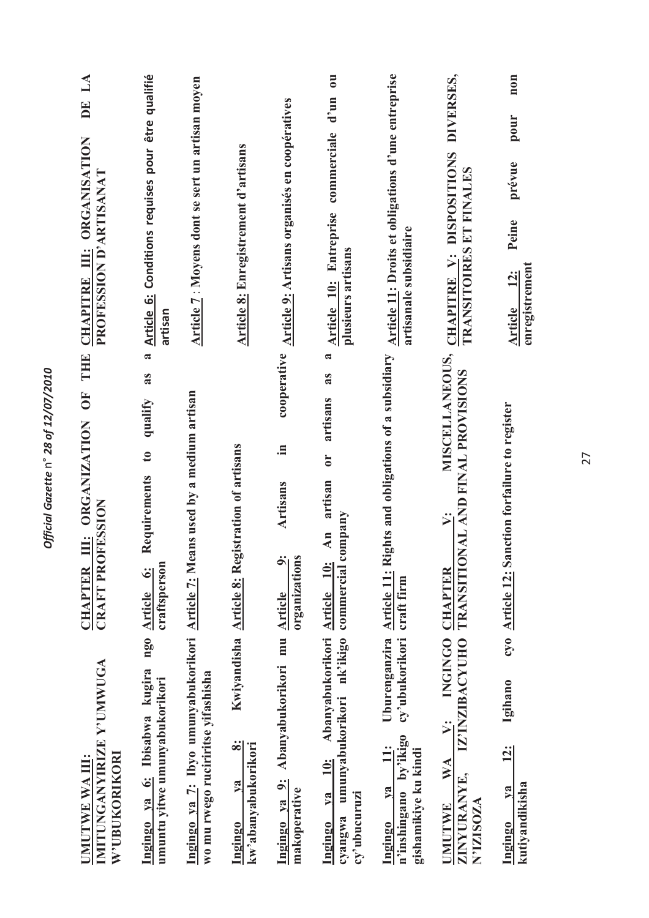**UMUTWE WA III: IMITUNGANYIRIZE Y'UMWUGA W'UBUKORIKORI**

**Ingingo ya 6: Ibisabwa kugira ngo umuntu yitwe umunyabukorikori**

**Ingingo ya 7: Ibyo umunyabukorikori wo mu rwego ruciriritse yifashisha**

**Ingingo ya 8: Kwiyandisha kw'abanyabukorikori**

**Ingingo ya 9: Abanyabukorikori mu makoperative**

**Ingingo ya 10: Abanyabukorikori cyangwa umunyabukorikori nk'ikigo cy'ubucuruzi**

**Ingingo ya 11: Uburenganzira n'inshingano by'ikigo cy'ubukorikori gishamikiye ku kindi**

**UMUTWE WA V: INGINGO ZINYURANYE, IZ'INZIBACYUHO N'IZISOZA**

**Ingingo ya 12: Igihano cyo kutiyandikisha**

**CHAPTER III: ORGANIZATION OF THE CRAFT PROFESSION**

**Article 6: Requirements to qualify as a craftsperson**

**Article 7: Means used by a medium artisan**

**Article 8: Registration of artisans**

**Article 9: Artisans in cooperative organizations**

**Article 10: An artisan or artisans as a commercial company**

**Article 11: Rights and obligations of a subsidiary craft firm**

**CHAPTER V: MISCELLANEOUS, TRANSITIONAL AND FINAL PROVISIONS**

**Article 12: Sanction forfailure to register**

**CHAPITRE III: ORGANISATION DE LA PROFESSION D'ARTISANAT**

**Article 6: Conditions requises pour être qualifié artisan**

**Article 7 : Moyens dont se sert un artisan moyen**

**Article 8: Enregistrement d'artisans**

**Article 9: Artisans organisés en coopératives**

**Article 10: Entreprise commerciale d'un ou plusieurs artisans**

**Article 11: Droits et obligations d'une entreprise artisanale subsidiaire**

**CHAPITRE V: DISPOSITIONS DIVERSES, TRANSITOIRES ET FINALES**

**Article 12: Peine prévue pour non enregistrement**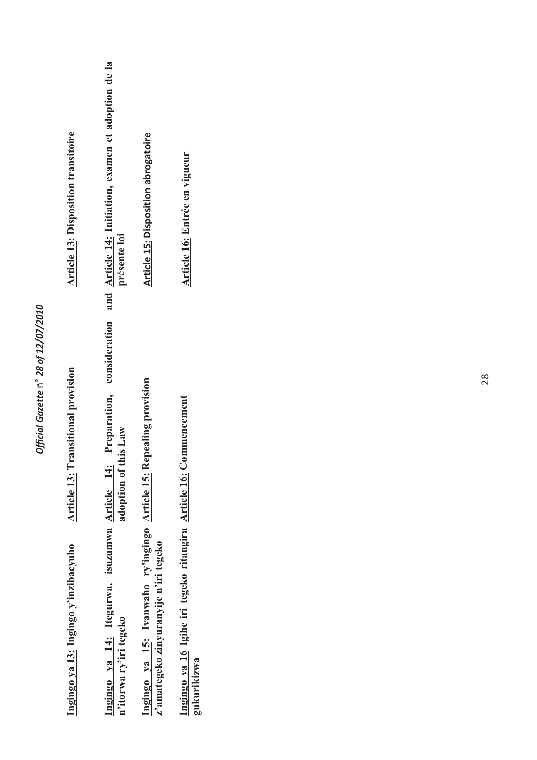**Ingingo ya 13:** Ingingo y'inzibacyuho

**Ingingo ya 14:** Itegurwa, isuzumwa n'itorwa ry'iri tegeko

**Ingingo ya 15:** Ivanwaho ry'ingingo z'amategeko zinyuranyije n'iri tegeko

**Ingingo ya 16** Igihe iri tegeko ritangira gukurikizwa

**Article 13:** Transitional provision

**Article 14:** Preparation, consideration and adoption of this Law

**Article 15:** Repealing provision

**Article 16:** Commencement

**Article 13:** Disposition transitoire

**Article 14:** Initiation, examen et adoption de la présente loi

**Article 15:** Disposition abrogatoire

**Article 16:** Entrée en vigueur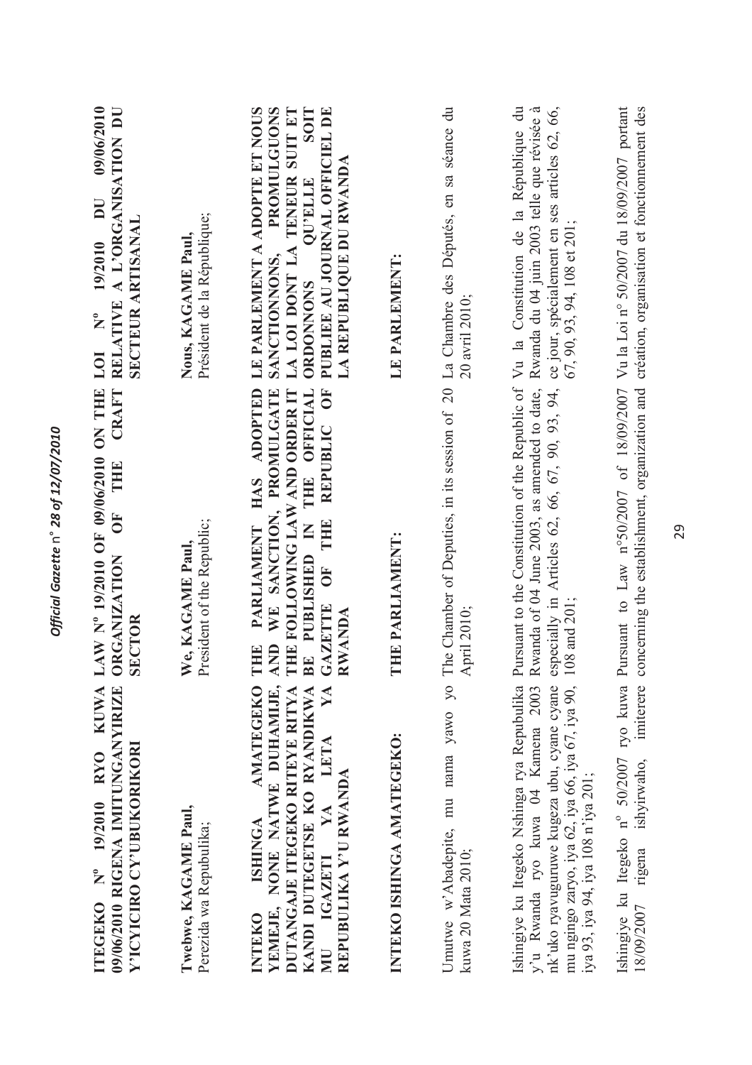**ITEGEKO Nº 19/2010 RYO KUWA 09/06/2010 RIGENA IMITUNGANYIRIZE Y'ICYICIRO CY'UBUKORIKORI**

**LAW Nº 19/2010 OF 09/06/2010 ON THE ORGANIZATION OF THE CRAFT SECTOR**

**LOI Nº 19/2010 DU 09/06/2010 RELATIVE A L'ORGANISATION DU SECTEUR ARTISANAL**

**Twebwe, KAGAME Paul,**
Perezida wa Repubulika;

**We, KAGAME Paul,**
President of the Republic;

**Nous, KAGAME Paul,**
Président de la République;

**INTEKO ISHINGA AMATEGEKO YEMEJE, NONE NATWE DUHAMIJE, DUTANGAJE ITEGEKO RITEYE RITYA KANDI DUTEGETSE KO RYANDIKWA MU IGAZETI YA LETA YA REPUBULIKA Y'U RWANDA**

**THE PARLIAMENT HAS ADOPTED AND WE SANCTION, PROMULGATE THE FOLLOWING LAW AND ORDER IT BE PUBLISHED IN THE OFFICIAL GAZETTE OF THE REPUBLIC OF RWANDA**

**LE PARLEMENT A ADOPTE ET NOUS SANCTIONNONS, PROMULGUONS LA LOI DONT LA TENEUR SUIT ET ORDONNONS QU'ELLE SOIT PUBLIEE AU JOURNAL OFFICIEL DE LA REPUBLIQUE DU RWANDA**

**INTEKO ISHINGA AMATEGEKO:**

**THE PARLIAMENT:**

**LE PARLEMENT:**

Umutwe w'Abadepite, mu nama yawo yo kuwa 20 Mata 2010;

The Chamber of Deputies, in its session of 20 April 2010;

La Chambre des Députés, en sa séance du 20 avril 2010;

Ishingiye ku Itegeko Nshinga rya Repubulika y'u Rwanda ryo kuwa 04 Kamena 2003 nk'uko ryavuguruwe kugeza ubu, cyane cyane mu ngingo zaryo, iya 62, iya 66, iya 67, iya 90, iya 93, iya 94, iya 108 n'iya 201;

Pursuant to the Constitution of the Republic of Rwanda of 04 June 2003, as amended to date, especially in Articles 62, 66, 67, 90, 93, 94, 108 and 201;

Vu la Constitution de la République du Rwanda du 04 juin 2003 telle que révisée à ce jour, spécialement en ses articles 62, 66, 67, 90, 93, 94, 108 et 201;

Ishingiye ku Itegeko nº 50/2007 ryo kuwa 18/09/2007 rigena ishyirwaho, imiterere

Pursuant to Law nº50/2007 of 18/09/2007 concerning the establishment, organization and

Vu la Loi nº 50/2007 du 18/09/2007 portant création, organisation et fonctionnement des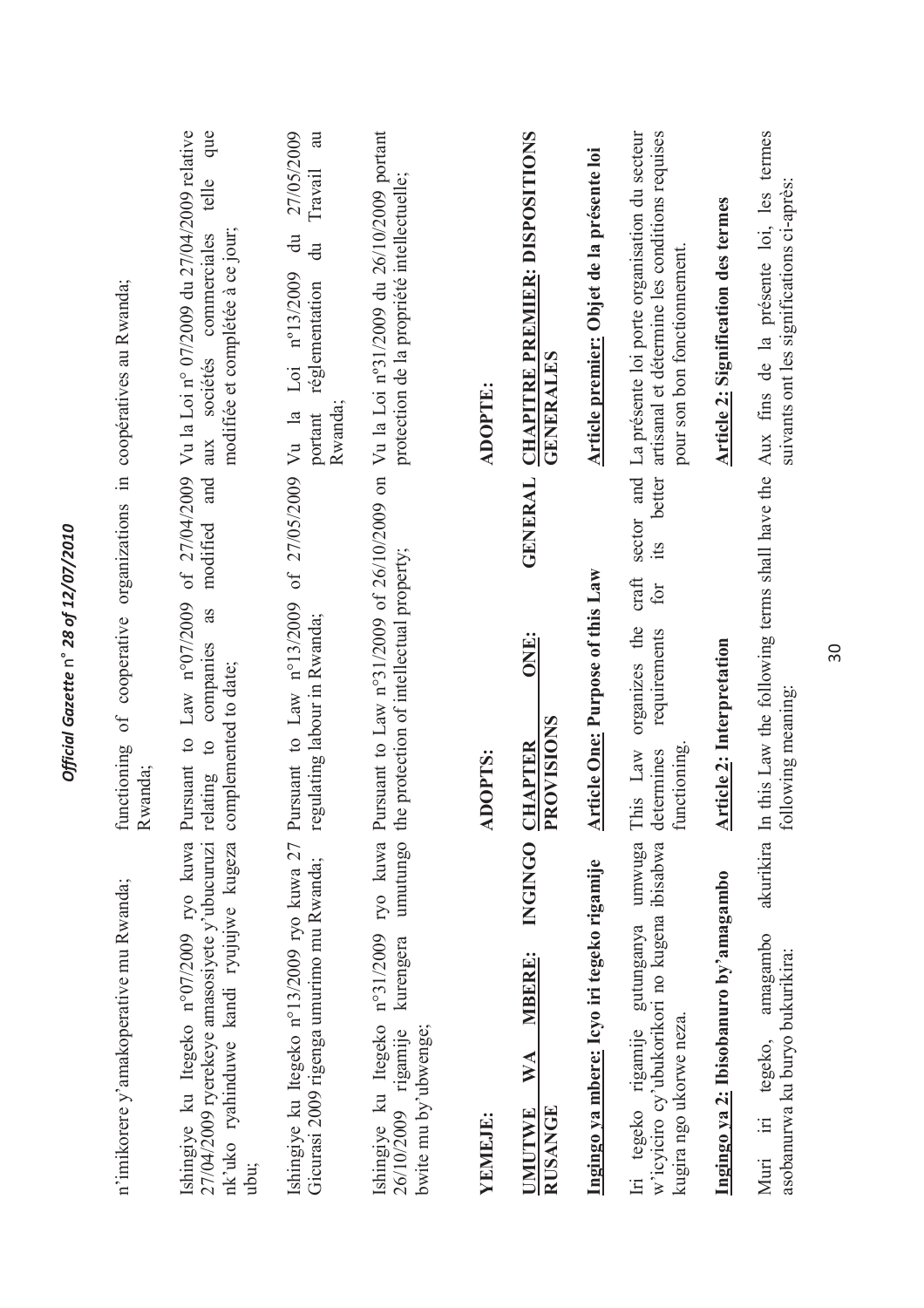n'imikorere y'amakoperative mu Rwanda;

functioning of cooperative organizations in Rwanda;

coopératives au Rwanda;

Ishingiye ku Itegeko n°07/2009 ryo kuwa 27/04/2009 ryerekeye amasosiyete y'ubucuruzi nk'uko ryahinduwe kandi ryujujwe kugeza ubu;

Pursuant to Law n°07/2009 of 27/04/2009 relating to companies as modified and complemented to date;

Vu la Loi n° 07/2009 du 27/04/2009 relative aux sociétés commerciales telle que modifiée et complétée à ce jour;

Ishingiye ku Itegeko n°13/2009 ryo kuwa 27 Gicurasi 2009 rigenga umurimo mu Rwanda;

Pursuant to Law n°13/2009 of 27/05/2009 regulating labour in Rwanda;

Vu la Loi n°13/2009 du 27/05/2009 portant réglementation du Travail au Rwanda;

Ishingiye ku Itegeko n°31/2009 ryo kuwa 26/10/2009 rigamije kurengera umutungo bwite mu by'ubwenge;

Pursuant to Law n°31/2009 of 26/10/2009 on the protection of intellectual property;

Vu la Loi n°31/2009 du 26/10/2009 portant protection de la propriété intellectuelle;

**YEMEJE:**

**ADOPTS:**

**ADOPTE:**

## UMUTWE WA MBERE: INGINGO RUSANGE

## CHAPTER ONE: GENERAL PROVISIONS

## CHAPITRE PREMIER: DISPOSITIONS GENERALES

### Ingingo ya mbere: Icyo iri tegeko rigamije

### Article One: Purpose of this Law

### Article premier: Objet de la présente loi

Iri tegeko rigamije gutunganya umwuga w'icyiciro cy'ubukorikori no kugena ibisabwa kugira ngo ukorwe neza.

This Law organizes the craft sector and determines requirements for its better functioning.

La présente loi porte organisation du secteur artisanal et détermine les conditions requises pour son bon fonctionnement.

### Ingingo ya 2: Ibisobanuro by'amagambo

### Article 2: Interpretation

### Article 2: Signification des termes

Muri iri tegeko, amagambo akurikira asobanurwa ku buryo bukurikira:

In this Law the following terms shall have the following meaning:

Aux fins de la présente loi, les termes suivants ont les significations ci-après: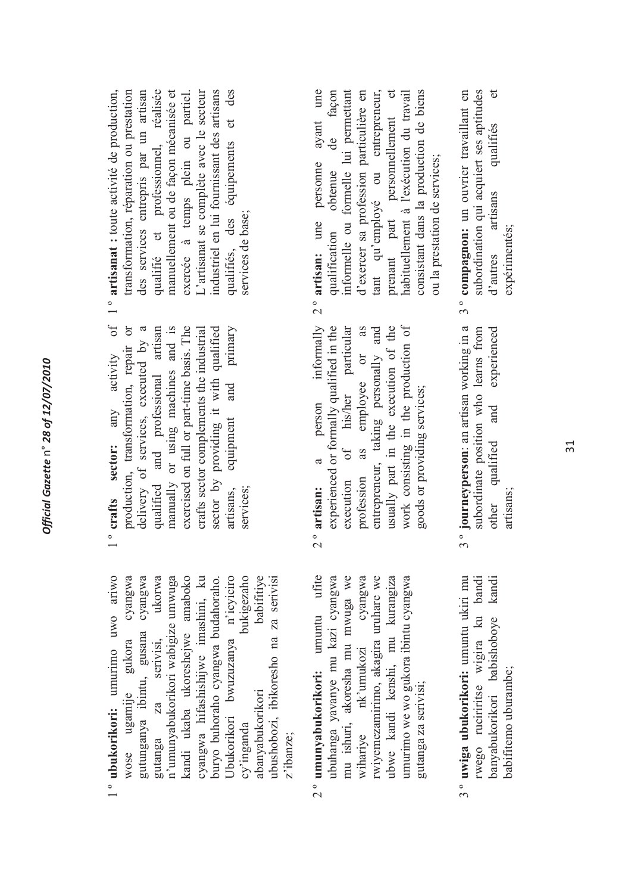1° **ubukorikori:** umurimo uwo ariwo wose ugamije gukora cyangwa gutunganya ibintu, gusana cyangwa gutanga za serivisi, ukorwa n'umunyabukorikori wabigize umwuga kandi ukaba ukoreshejwe amaboko cyangwa hifashishijwe imashini, ku buryo buhoraho cyangwa budahoraho. Ubukorikori bwuzuzanya n'icyiciro cy'inganda bukigezaho abanyabukorikori babifitiye ubushobozi, ibikoresho na za serivisi z'ibanze;

2° **umunyabukorikori:** umuntu ufite ubuhanga yavanye mu kazi cyangwa mu ishuri, akoresha mu mwuga we wihariye nk'umukozi cyangwa rwiyemezamirimo, akagira uruhare we ubwe kandi kenshi, mu kurangiza umurimo we wo gukora ibintu cyangwa gutanga za serivisi;

3° **uwiga ubukorikori:** umuntu ukiri mu rwego rucirirtse wigira ku bandi banyabukorikori babishoboye kandi babifitemo uburambe;

1° **crafts sector:** any activity of production, transformation, repair or delivery of services, executed by a qualified and professional artisan manually or using machines and is exercised on full or part-time basis. The crafts sector complements the industrial sector by providing it with qualified artisans, equipment and primary services;

2° **artisan:** a person informally experienced or formally qualified in the execution of his/her particular profession as employee or as entrepreneur, taking personally and usually part in the execution of the work consisting in the production of goods or providing services;

3° **journeyperson**: an artisan working in a subordinate position who learns from other qualified and experienced artisans;

1° **artisanat :** toute activité de production, transformation, réparation ou prestation des services entrepris par un artisan qualifié et professionnel, réalisée manuellement ou de façon mécanisée et exercée à temps plein ou partiel. L'artisanat se complète avec le secteur industriel en lui fournissant des artisans qualifiés, des équipements et des services de base;

2° **artisan:** une personne ayant une qualification obtenue de façon informelle ou formelle lui permettant d'exercer sa profession particulière en tant qu'employé ou entrepreneur, prenant part personnellement et habituellement à l'exécution du travail consistant dans la production de biens ou la prestation de services;

3° **compagnon:** un ouvrier travaillant en subordination qui acquiert ses aptitudes d'autres artisans qualifiés et expérimentés;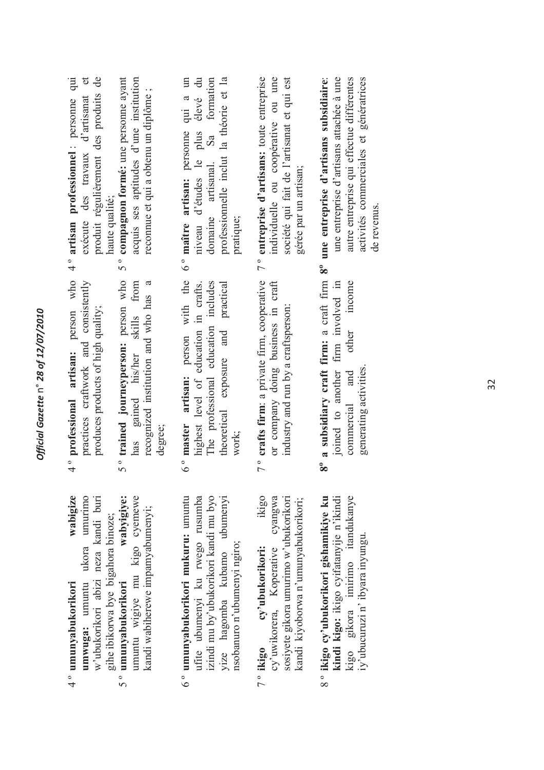4° **umunyabukorikori wabigize umwuga:** umuntu ukora umurimo w'ubukorikori abizi neza kandi buri gihe ibikorwa bye bigahora binoze;

5° **umunyabukorikori wabyigiye:** umuntu wigiye mu kigo cyemewe kandi wabiherewe impamyabumenyi;

6° **umunyabukorikori mukuru:** umuntu ufite ubumenyi ku rwego rusumba izindi mu by'ubukorikori kandi mu byo yize hagomba kubamo ubumenyi nsobanuro n'ubumenyi ngiro;

7° **ikigo cy'ubukorikori:** ikigo cy'uwikorera, Koperative cyangwa sosiyete gikora umurimo w'ubukorikori kandi kiyoborwa n'umunyabukorikori;

8° **ikigo cy'ubukorikori gishamikiye ku kindi kigo:** ikigo cyifatanyije n'ikindi kigo gikora imirimo itandukanye iy'ubucuruzi n' ibyara inyungu.

4° **professional artisan:** person who practices craftwork and consistently produces products of high quality;

5° **trained journeyperson:** person who has gained his/her skills from recognized institution and who has a degree;

6° **master artisan:** person with the highest level of education in crafts. The professional education includes theoretical exposure and practical work;

7° **crafts firm**: a private firm, cooperative or company doing business in craft industry and run by a craftsperson:

8° **a subsidiary craft firm:** a craft firm joined to another firm involved in commercial and other income generating activities.

4° **artisan professionnel** : personne qui exécute des travaux d'artisanat et produit régulièrement des produits de haute qualité;

5° **compagnon formé:** une personne ayant acquis ses aptitudes d'une institution reconnue et qui a obtenu un diplôme ;

6° **maître artisan:** personne qui a un niveau d'études le plus élevé du domaine artisanal. Sa formation professionnelle inclut la théorie et la pratique;

7° **entreprise d'artisans:** toute entreprise individuelle ou coopérative ou une société qui fait de l'artisanat et qui est gérée par un artisan;

8° **une entreprise d'artisans subsidiaire**: une entreprise d'artisans attachée à une autre entreprise qui effectue différentes activités commerciales et génératrices de revenus.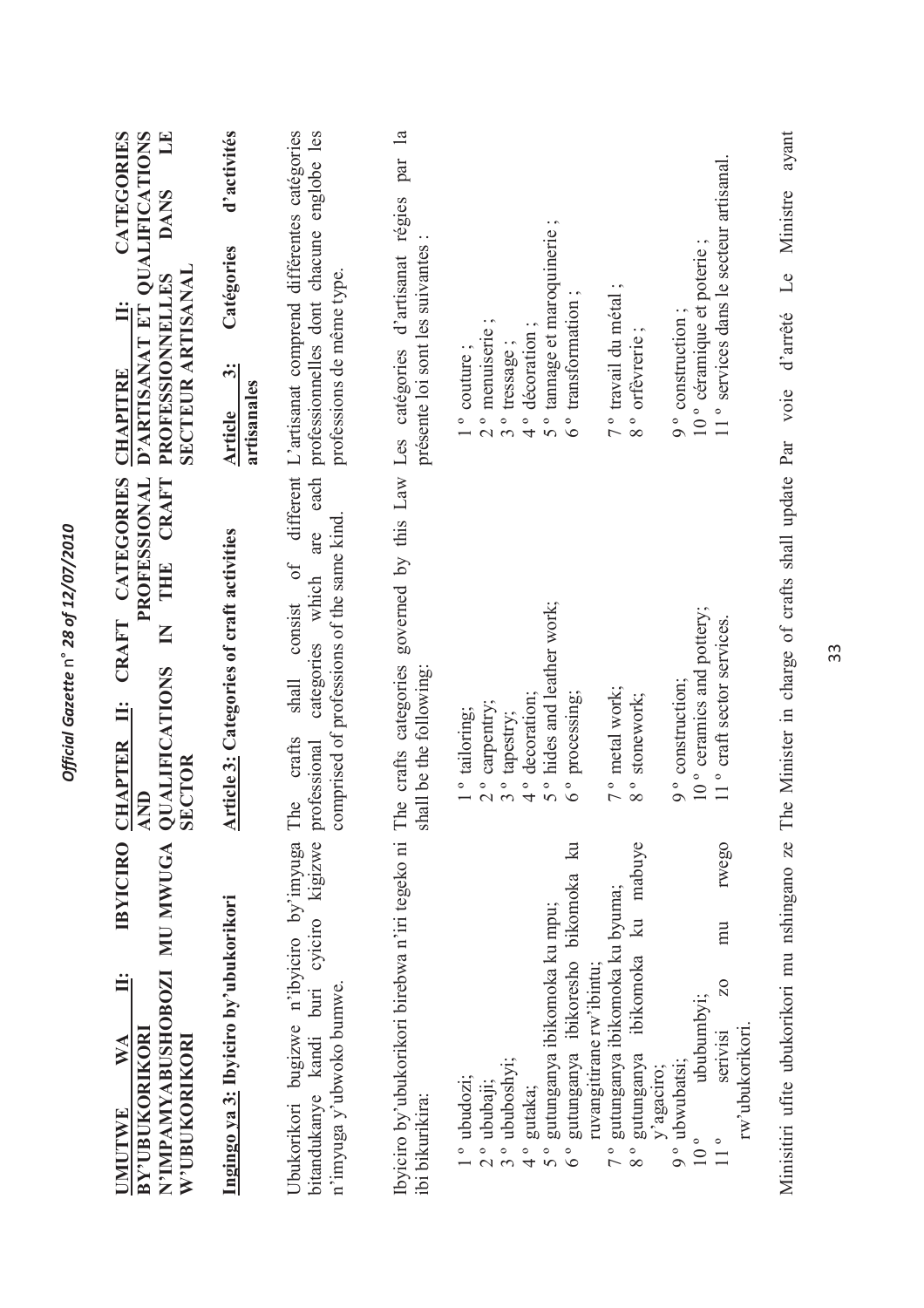**UMUTWE WA II: IBYICIRO BY'UBUKORIKORI N'IMPAMYABUSHOBOZI MU MWUGA W'UBUKORIKORI**

**Ingingo ya 3: Ibyiciro by'ubukorikori**

Ubukorikori bugizwe n'ibyiciro by'imyuga bitandukanye kandi buri cyiciro kigizwe n'imyuga y'ubwoko bumwe.

Ibyiciro by'ubukorikori birebwa n'iri tegeko ni ibi bikurikira:

1° ubudozi;
2° ububaji;
3° ububoshyi;
4° gutaka;
5° gutunganya ibikomoka ku mpu;
6° gutunganya ibikoresho bikomoka ku ruvangitirane rw'ibintu;
7° gutunganya ibikomoka ku byuma;
8° gutunganya ibikomoka ku mabuye y'agaciro;
9° ubwubatsi;
10° ububumbyi;
11° serivisi zo mu rwego rw'ubukorikori.

Minisitiri ufite ubukorikori mu nshingano ze

**CHAPTER II: CRAFT CATEGORIES AND PROFESSIONAL QUALIFICATIONS IN THE CRAFT SECTOR**

**Article 3: Categories of craft activities**

The crafts shall consist of different professional categories which are each comprised of professions of the same kind.

The crafts categories governed by this Law shall be the following:

1° tailoring;
2° carpentry;
3° tapestry;
4° decoration;
5° hides and leather work;
6° processing;
7° metal work;
8° stonework;
9° construction;
10° ceramics and pottery;
11° craft sector services.

The Minister in charge of crafts shall update

**CHAPITRE II: CATEGORIES D'ARTISANAT ET QUALIFICATIONS PROFESSIONNELLES DANS LE SECTEUR ARTISANAL**

**Article 3: Catégories d'activités artisanales**

L'artisanat comprend différentes catégories professionnelles dont chacune englobe les professions de même type.

Les catégories d'artisanat régies par la présente loi sont les suivantes :

1° couture ;
2° menuiserie ;
3° tressage ;
4° décoration ;
5° tannage et maroquinerie ;
6° transformation ;
7° travail du métal ;
8° orfèvrerie ;
9° construction ;
10° céramique et poterie ;
11° services dans le secteur artisanal.

Par voie d'arrêté Le Ministre ayant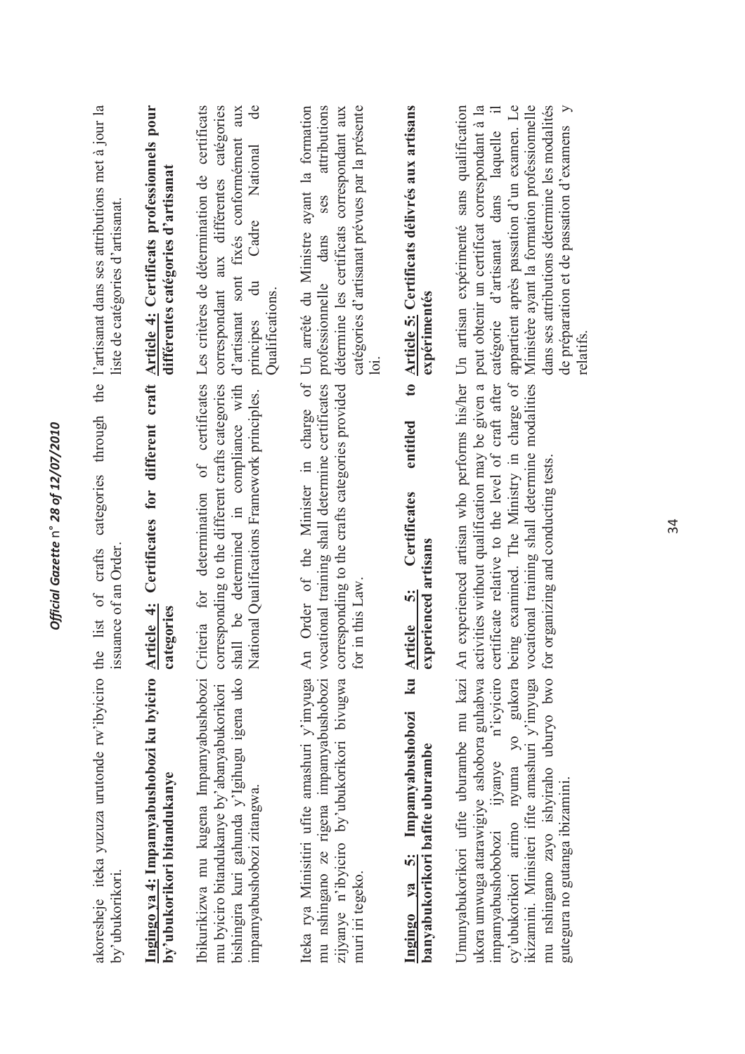akoresheje iteka yuzuza urutonde rw'ibyiciro by'ubukorikori.

**Ingingo ya 4: Impamyabushobozi ku byiciro by'ubukorikori bitandukanye**

Ibikurikizwa mu kugena Impamyabushobozi mu byiciro bitandukanye by'abanyabukorikori bishingira kuri gahunda y'Igihugu igena uko impamyabushobozi zitangwa.

Iteka rya Minisitiri ufite amashuri y'imyuga mu nshingano ze rigena impamyabushobozi zijyanye n'ibyiciro by'ubukorikori bivugwa muri iri tegeko.

**Ingingo ya 5: Impamyabushobozi ku banyabukorikori bafite uburambe**

Umunyabukorikori ufite uburambe mu kazi ukora umwuga atarawigiye ashobora guhabwa impamyabushobozi ijyanye n'icyiciro cy'ubukorikori arimo nyuma yo gukora ikizamini. Minisiteri ifite amashuri y'imyuga mu nshingano zayo ishyiraho uburyo bwo gutegura no gutanga ibizamini.

the list of crafts categories through the issuance of an Order.

**Article 4: Certificates for different craft categories**

Criteria for determination of certificates corresponding to the different crafts categories shall be determined in compliance with National Qualifications Framework principles.

An Order of the Minister in charge of vocational training shall determine certificates corresponding to the crafts categories provided for in this Law.

**Article 5: Certificates entitled to experienced artisans**

An experienced artisan who performs his/her activities without qualification may be given a certificate relative to the level of craft after being examined. The Ministry in charge of vocational training shall determine modalities for organizing and conducting tests.

l'artisanat dans ses attributions met à jour la liste de catégories d'artisanat.

**Article 4: Certificats professionnels pour différentes catégories d'artisanat**

Les critères de détermination de certificats correspondant aux différentes catégories d'artisanat sont fixés conformément aux principes du Cadre National de Qualifications.

Un arrêté du Ministre ayant la formation professionnelle dans ses attributions détermine les certificats correspondant aux catégories d'artisanat prévues par la présente loi.

**Article 5: Certificats délivrés aux artisans expérimentés**

Un artisan expérimenté sans qualification peut obtenir un certificat correspondant à la catégorie d'artisanat dans laquelle il appartient après passation d'un examen. Le Ministère ayant la formation professionnelle dans ses attributions détermine les modalités de préparation et de passation d'examens y relatifs.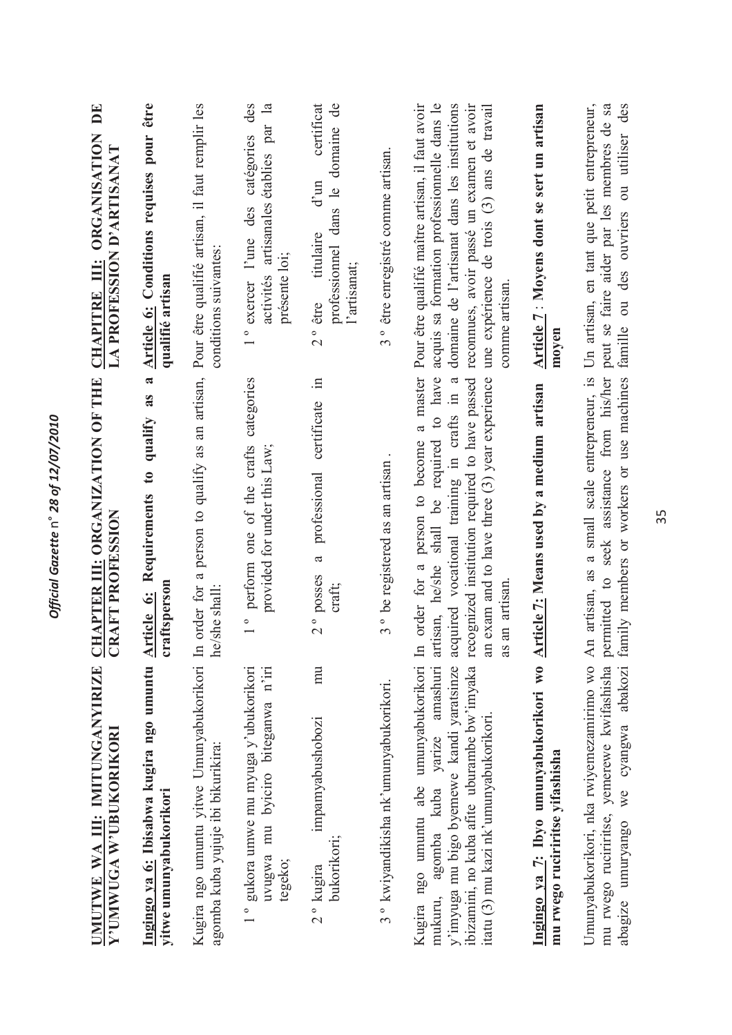| UMUTWE WA III: IMITUNGANYIRIZE Y'UMWUGA W'UBUKORIKORI | CHAPTER III: ORGANIZATION OF THE CRAFT PROFESSION | CHAPITRE III: ORGANISATION DE LA PROFESSION D'ARTISANAT |
|---|---|---|
| **Ingingo ya 6: Ibisabwa kugira ngo umuntu yitwe umunyabukorikori** | **Article 6: Requirements to qualify as a craftsperson** | **Article 6: Conditions requises pour être qualifié artisan** |
| Kugira ngo umuntu yitwe Umunyabukorikori agomba kuba yujuje ibi bikurikira: | In order for a person to qualify as an artisan, he/she shall: | Pour être qualifié artisan, il faut remplir les conditions suivantes: |
| 1 º gukora umwe mu myuga y'ubukorikori uvugwa mu byiciro biteganwa n'iri tegeko; | 1 º perform one of the crafts categories provided for under this Law; | 1 º exercer l'une des catégories des activités artisanales établies par la présente loi; |
| 2 º kugira impamyabushobozi mu bukorikori; | 2 º posses a professional certificate in craft; | 2 º être titulaire d'un certificat professionnel dans le domaine de l'artisanat; |
| 3 º kwiyandikisha nk'umunyabukorikori. | 3 º be registered as an artisan . | 3 º être enregistré comme artisan. |
| Kugira ngo umuntu abe umunyabukorikori mukuru, agomba kuba yarize amashuri y'imyuga mu bigo byemewe kandi yaratsinze ibizamini, no kuba afite uburambe bw'imyaka itatu (3) mu kazi nk'umunyabukorikori. | In order for a person to become a master artisan, he/she shall be required to have acquired vocational training in crafts in a recognized institution required to have passed an exam and to have three (3) year experience as an artisan. | Pour être qualifié maître artisan, il faut avoir acquis sa formation professionnelle dans le domaine de l'artisanat dans les institutions reconnues, avoir passé un examen et avoir une expérience de trois (3) ans de travail comme artisan. |
| **Ingingo ya 7: Ibyo umunyabukorikori wo mu rwego ruciriritse yifashisha** | **Article 7: Means used by a medium artisan** | **Article 7 : Moyens dont se sert un artisan moyen** |
| Umunyabukorikori, nka rwiyemezamirimo wo mu rwego ruciriritse, yemerewe kwifashisha abagize umuryango we cyangwa abakozi | An artisan, as a small scale entrepreneur, is permitted to seek assistance from his/her family members or workers or use machines | Un artisan, en tant que petit entrepreneur, peut se faire aider par les membres de sa famille ou des ouvriers ou utiliser des |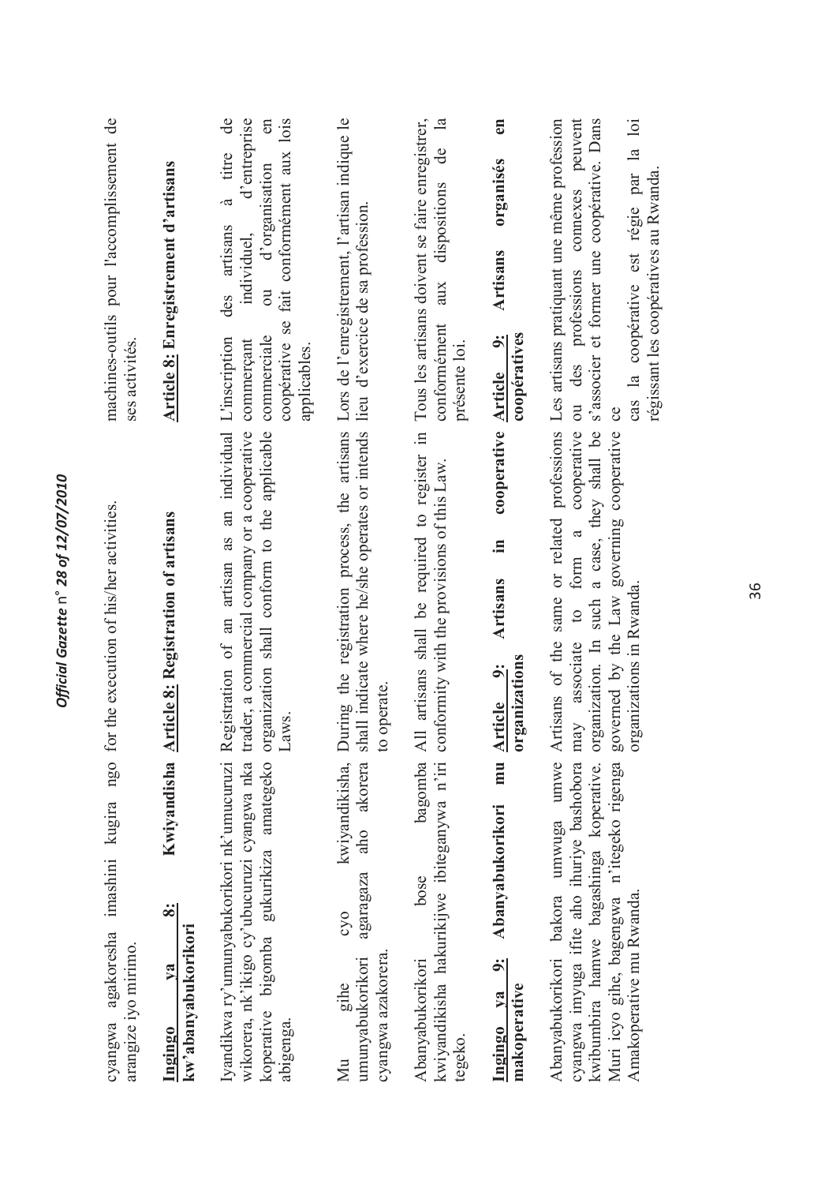cyangwa agakoresha imashini kugira ngo arangize iyo mirimo.

for the execution of his/her activities.

machines-outils pour l'accomplissement de ses activités.

**Ingingo ya 8: Kwiyandisha kw'abanyabukorikori**

Iyandikwa ry'umunyabukorikori nk'umucuruzi wikorera, nk'ikigo cy'ubucuruzi cyangwa nka koperative bigomba gukurikiza amategeko abigenga.

Mu gihe cyo kwiyandikisha, umunyabukorikori agaragaza aho akorera cyangwa azakorera.

Abanyabukorikori bose bagomba kwiyandikisha hakurikijwe ibiteganywa n'iri tegeko.

**Ingingo ya 9: Abanyabukorikori mu makoperative**

Abanyabukorikori bakora umwuga umwe cyangwa imyuga ifite aho ihuriye bashobora kwibumbira hamwe bagashinga koperative. Muri icyo gihe, bagengwa n'itegeko rigenga Amakoperative mu Rwanda.

**Article 8: Registration of artisans**

Registration of an artisan as an individual trader, a commercial company or a cooperative organization shall conform to the applicable Laws.

During the registration process, the artisans shall indicate where he/she operates or intends to operate.

All artisans shall be required to register in conformity with the provisions of this Law.

**Article 9: Artisans in cooperative organizations**

Artisans of the same or related professions may associate to form a cooperative organization. In such a case, they shall be governed by the Law governing cooperative organizations in Rwanda.

**Article 8: Enregistrement d'artisans**

L'inscription des artisans à titre de commerçant individuel, d'entreprise commerciale ou d'organisation en coopérative se fait conformément aux lois applicables.

Lors de l'enregistrement, l'artisan indique le lieu d'exercice de sa profession.

Tous les artisans doivent se faire enregistrer, conformément aux dispositions de la présente loi.

**Article 9: Artisans organisés en coopératives**

Les artisans pratiquant une même profession ou des professions connexes peuvent s'associer et former une coopérative. Dans ce cas la coopérative est régie par la loi régissant les coopératives au Rwanda.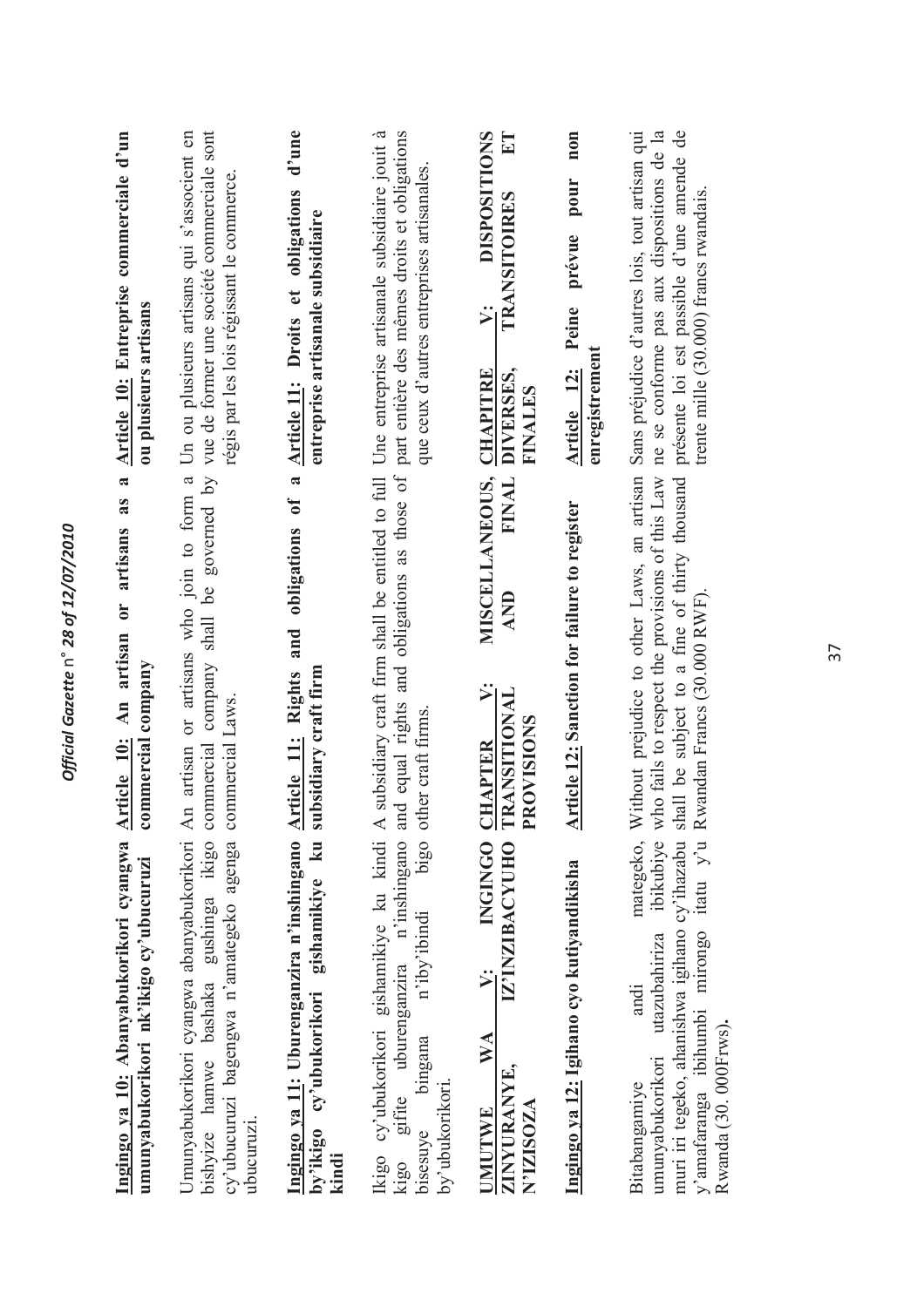**Ingingo ya 10: Abanyabukorikori cyangwa umunyabukorikori nk'ikigo cy'ubucuruzi**

Umunyabukorikori cyangwa abanyabukorikori bishyize hamwe bashaka gushinga ikigo cy'ubucuruzi bagengwa n'amategeko agenga ubucuruzi.

**Ingingo ya 11: Uburenganzira n'inshingano by'ikigo cy'ubukorikori gishamikiye ku kindi**

Ikigo cy'ubukorikori gishamikiye ku kindi kigo gifite uburenganzira n'inshingano bisesuye bingana n'iby'ibindi bigo by'ubukorikori.

**UMUTWE WA V: INGINGO ZINYURANYE, IZ'INZIBACYUHO N'IZISOZA**

**Ingingo ya 12: Igihano cyo kutiyandikisha**

Bitabangamiye andi mategeko, umunyabukorikori utazubahiriza ibikubiye muri iri tegeko, ahanishwa igihano cy'ihazabu y'amafaranga ibihumbi mirongo itatu y'u Rwanda (30. 000Frws).

**Article 10: An artisan or artisans as a commercial company**

An artisan or artisans who join to form a commercial company shall be governed by commercial Laws.

**Article 11: Rights and obligations of a subsidiary craft firm**

A subsidiary craft firm shall be entitled to full and equal rights and obligations as those of other craft firms.

**CHAPTER V: MISCELLANEOUS, TRANSITIONAL AND FINAL PROVISIONS**

**Article 12: Sanction for failure to register**

Without prejudice to other Laws, an artisan who fails to respect the provisions of this Law shall be subject to a fine of thirty thousand Rwandan Francs (30.000 RWF).

**Article 10: Entreprise commerciale d'un ou plusieurs artisans**

Un ou plusieurs artisans qui s'associent en vue de former une société commerciale sont régis par les lois régissant le commerce.

**Article 11: Droits et obligations d'une entreprise artisanale subsidiaire**

Une entreprise artisanale subsidiaire jouit à part entière des mêmes droits et obligations que ceux d'autres entreprises artisanales.

**CHAPITRE V: DISPOSITIONS DIVERSES, TRANSITOIRES ET FINALES**

**Article 12: Peine prévue pour non enregistrement**

Sans préjudice d'autres lois, tout artisan qui ne se conforme pas aux dispositions de la présente loi est passible d'une amende de trente mille (30.000) francs rwandais.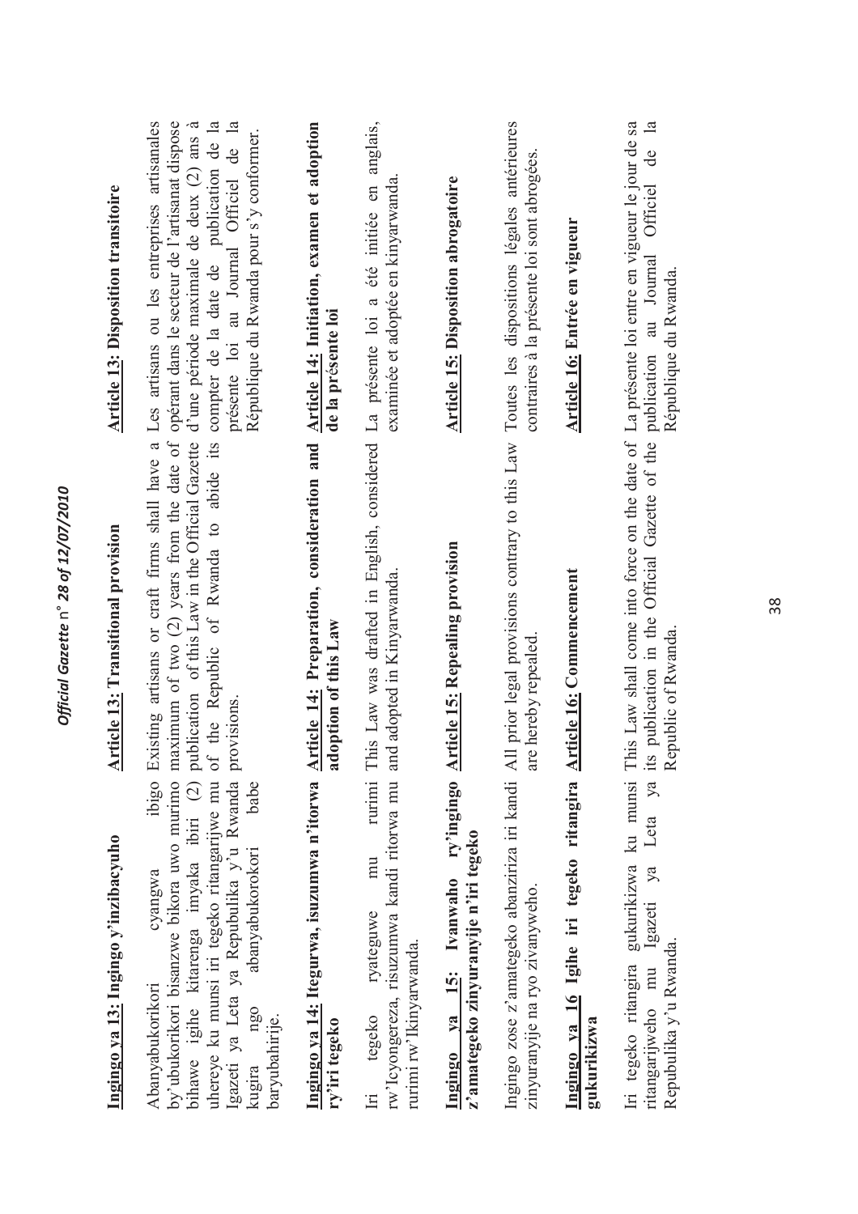**Ingingo ya 13: Ingingo y'inzibacyuho**

Abanyabukorikori cyangwa ibigo by'ubukorikori bisanzwe bikora uwo murimo bihawe igihe kitarenga imyaka ibiri (2) uhereye ku munsi iri tegeko ritangarijwe mu Igazeti ya Leta ya Repubulika y'u Rwanda kugira ngo abanyabukorokori babe baryubahirije.

**Ingingo ya 14: Itegurwa, isuzumwa n'itorwa ry'iri tegeko**

Iri tegeko ryateguwe mu rurimi rw'Icyongereza, risuzumwa kandi ritorwa mu rurimi rw'Ikinyarwanda.

**Ingingo ya 15: Ivanwaho ry'ingingo z'amategeko zinyuranyije n'iri tegeko**

Ingingo zose z'amategeko abanziriza iri kandi zinyuranyije na ryo zivanyweho.

**Ingingo ya 16 Igihe iri tegeko ritangira gukurikizwa**

Iri tegeko ritangira gukurikizwa ku munsi ritangarijweho mu Igazeti ya Leta ya Repubulika y'u Rwanda.

**Article 13: Transitional provision**

Existing artisans or craft firms shall have a maximum of two (2) years from the date of publication of this Law in the Official Gazette of the Republic of Rwanda to abide its provisions.

**Article 14: Preparation, consideration and adoption of this Law**

This Law was drafted in English, considered and adopted in Kinyarwanda.

**Article 15: Repealing provision**

All prior legal provisions contrary to this Law are hereby repealed.

**Article 16: Commencement**

This Law shall come into force on the date of its publication in the Official Gazette of the Republic of Rwanda.

**Article 13: Disposition transitoire**

Les artisans ou les entreprises artisanales opérant dans le secteur de l'artisanat dispose d'une période maximale de deux (2) ans à compter de la date de publication de la présente loi au Journal Officiel de la République du Rwanda pour s'y conformer.

**Article 14: Initiation, examen et adoption de la présente loi**

La présente loi a été initiée en anglais, examinée et adoptée en kinyarwanda.

**Article 15: Disposition abrogatoire**

Toutes les dispositions légales antérieures contraires à la présente loi sont abrogées.

**Article 16: Entrée en vigueur**

La présente loi entre en vigueur le jour de sa publication au Journal Officiel de la République du Rwanda.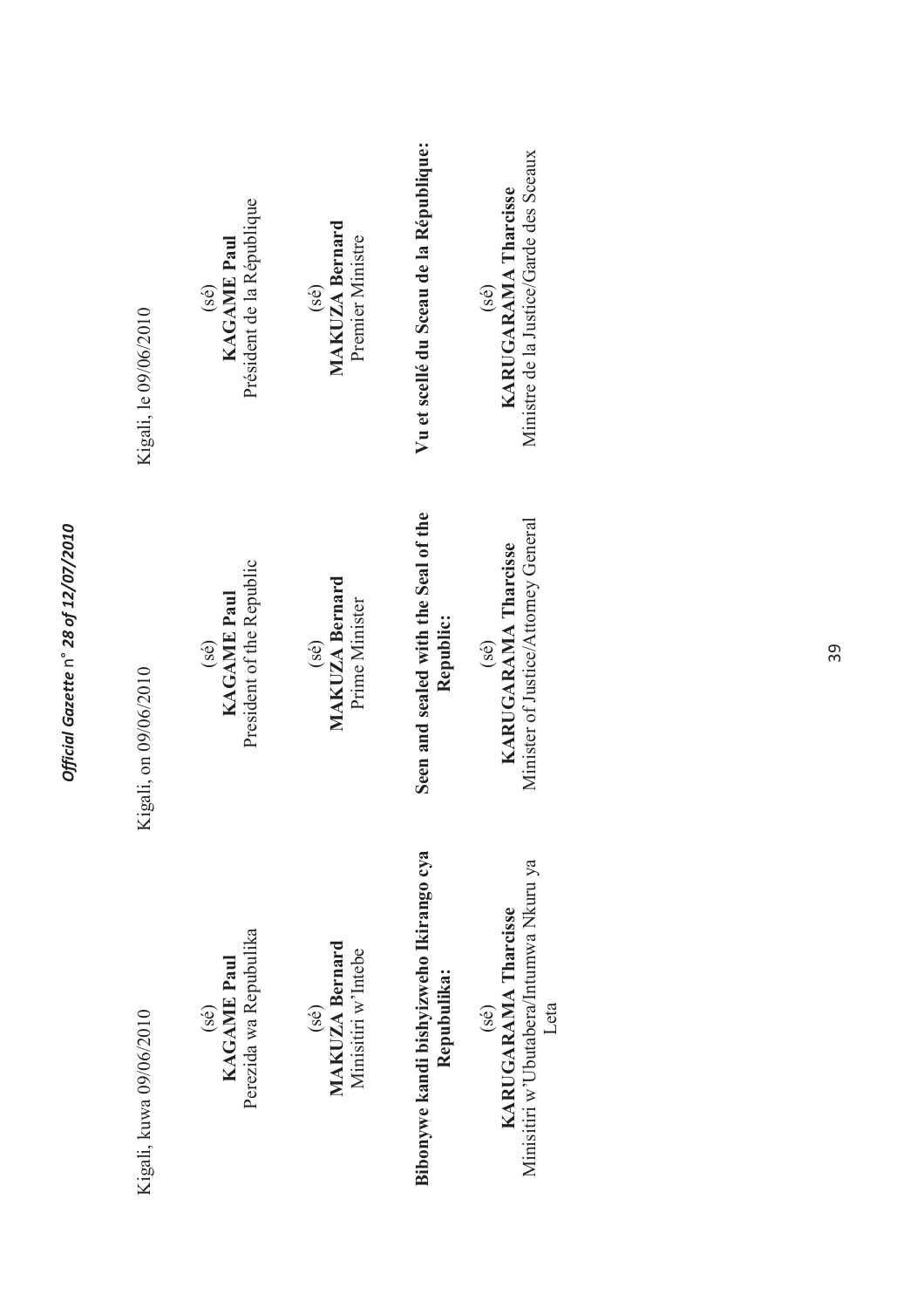Kigali, kuwa 09/06/2010

(sé)
**KAGAME Paul**
Perezida wa Repubulika

(sé)
**MAKUZA Bernard**
Minisitiri w'Intebe

**Bibonywe kandi bishyizweho Ikirango cya Repubulika:**

(sé)
**KARUGARAMA Tharcisse**
Minisitiri w'Ubutabera/Intumwa Nkuru ya Leta

Kigali, on 09/06/2010

(sé)
**KAGAME Paul**
President of the Republic

(sé)
**MAKUZA Bernard**
Prime Minister

**Seen and sealed with the Seal of the Republic:**

(sé)
**KARUGARAMA Tharcisse**
Minister of Justice/Attorney General

Kigali, le 09/06/2010

(sé)
**KAGAME Paul**
Président de la République

(sé)
**MAKUZA Bernard**
Premier Ministre

**Vu et scellé du Sceau de la République:**

(sé)
**KARUGARAMA Tharcisse**
Ministre de la Justice/Garde des Sceaux